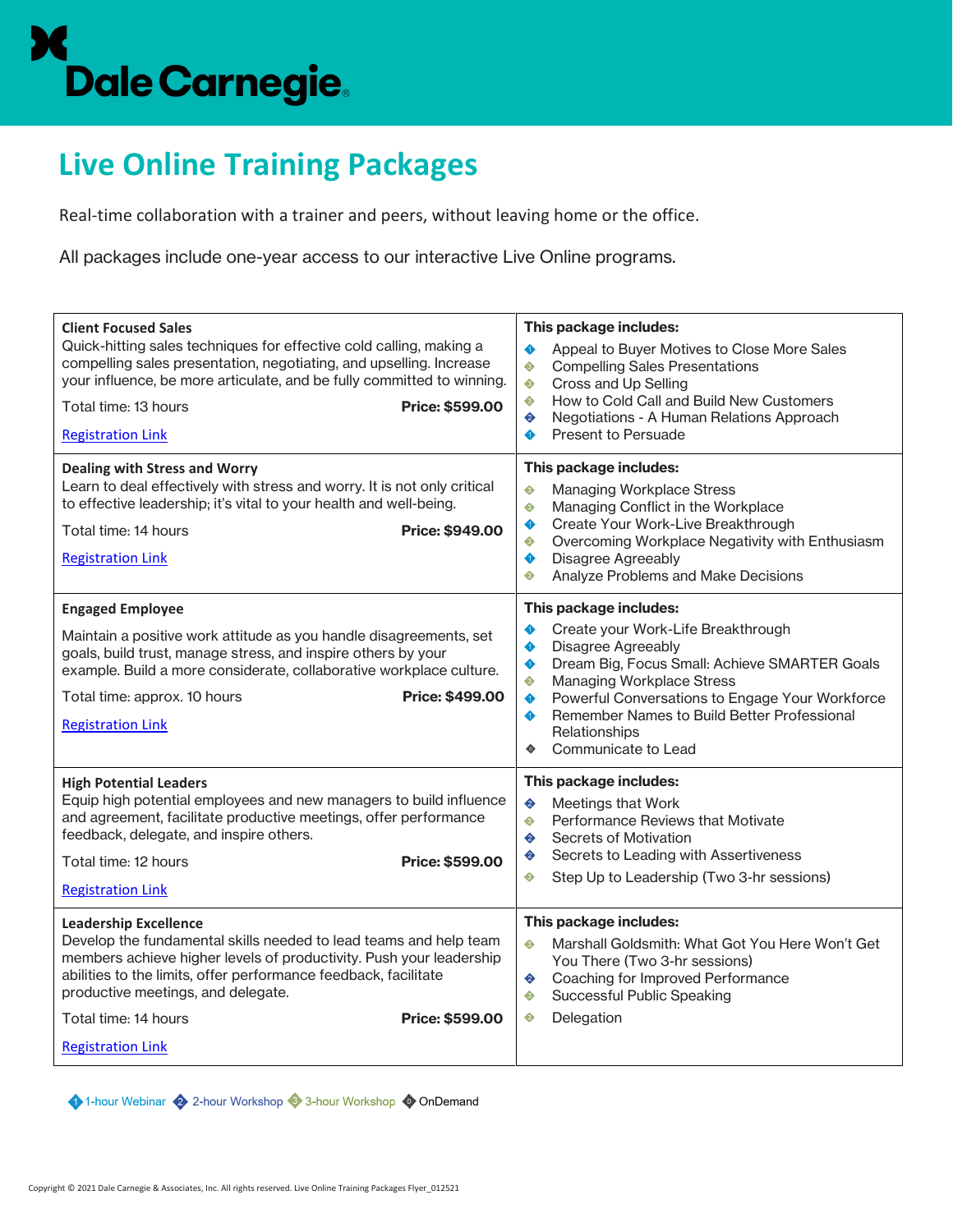Dale Carnegie

# Live Online Training Packages

Real-time collaboration with a trainer and peers, without leaving home or the office.

All packages include one-year access to our interactive Live Online programs.

| Package | This package includes: |
| --- | --- |
| **Client Focused Sales**<br>Quick-hitting sales techniques for effective cold calling, making a compelling sales presentation, negotiating, and upselling. Increase your influence, be more articulate, and be fully committed to winning.<br>Total time: 13 hours **Price: $599.00**<br>Registration Link | Appeal to Buyer Motives to Close More Sales<br>Compelling Sales Presentations<br>Cross and Up Selling<br>How to Cold Call and Build New Customers<br>Negotiations - A Human Relations Approach<br>Present to Persuade |
| **Dealing with Stress and Worry**<br>Learn to deal effectively with stress and worry. It is not only critical to effective leadership; it's vital to your health and well-being.<br>Total time: 14 hours **Price: $949.00**<br>Registration Link | Managing Workplace Stress<br>Managing Conflict in the Workplace<br>Create Your Work-Live Breakthrough<br>Overcoming Workplace Negativity with Enthusiasm<br>Disagree Agreeably<br>Analyze Problems and Make Decisions |
| **Engaged Employee**<br>Maintain a positive work attitude as you handle disagreements, set goals, build trust, manage stress, and inspire others by your example. Build a more considerate, collaborative workplace culture.<br>Total time: approx. 10 hours **Price: $499.00**<br>Registration Link | Create your Work-Life Breakthrough<br>Disagree Agreeably<br>Dream Big, Focus Small: Achieve SMARTER Goals<br>Managing Workplace Stress<br>Powerful Conversations to Engage Your Workforce<br>Remember Names to Build Better Professional Relationships<br>Communicate to Lead |
| **High Potential Leaders**<br>Equip high potential employees and new managers to build influence and agreement, facilitate productive meetings, offer performance feedback, delegate, and inspire others.<br>Total time: 12 hours **Price: $599.00**<br>Registration Link | Meetings that Work<br>Performance Reviews that Motivate<br>Secrets of Motivation<br>Secrets to Leading with Assertiveness<br>Step Up to Leadership (Two 3-hr sessions) |
| **Leadership Excellence**<br>Develop the fundamental skills needed to lead teams and help team members achieve higher levels of productivity. Push your leadership abilities to the limits, offer performance feedback, facilitate productive meetings, and delegate.<br>Total time: 14 hours **Price: $599.00**<br>Registration Link | Marshall Goldsmith: What Got You Here Won't Get You There (Two 3-hr sessions)<br>Coaching for Improved Performance<br>Successful Public Speaking<br>Delegation |

1-hour Webinar | 2-hour Workshop | 3-hour Workshop | OnDemand

Copyright © 2021 Dale Carnegie & Associates, Inc. All rights reserved. Live Online Training Packages Flyer_012521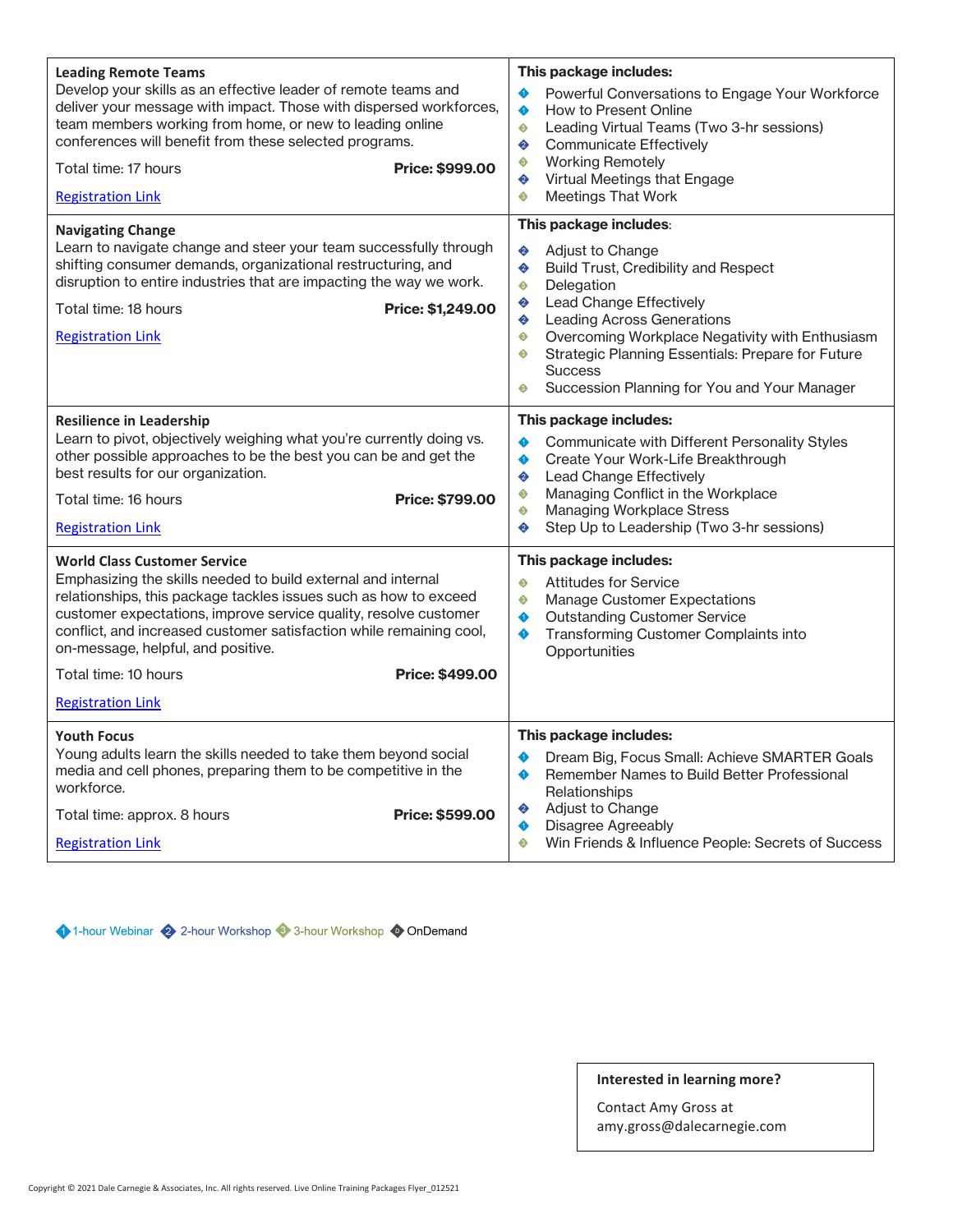| | |
|---|---|
| **Leading Remote Teams**<br>Develop your skills as an effective leader of remote teams and deliver your message with impact. Those with dispersed workforces, team members working from home, or new to leading online conferences will benefit from these selected programs.<br>Total time: 17 hours **Price: $999.00**<br>Registration Link | **This package includes:**<br>Powerful Conversations to Engage Your Workforce<br>How to Present Online<br>Leading Virtual Teams (Two 3-hr sessions)<br>Communicate Effectively<br>Working Remotely<br>Virtual Meetings that Engage<br>Meetings That Work |
| **Navigating Change**<br>Learn to navigate change and steer your team successfully through shifting consumer demands, organizational restructuring, and disruption to entire industries that are impacting the way we work.<br>Total time: 18 hours **Price: $1,249.00**<br>Registration Link | **This package includes**:<br>Adjust to Change<br>Build Trust, Credibility and Respect<br>Delegation<br>Lead Change Effectively<br>Leading Across Generations<br>Overcoming Workplace Negativity with Enthusiasm<br>Strategic Planning Essentials: Prepare for Future Success<br>Succession Planning for You and Your Manager |
| **Resilience in Leadership**<br>Learn to pivot, objectively weighing what you're currently doing vs. other possible approaches to be the best you can be and get the best results for our organization.<br>Total time: 16 hours **Price: $799.00**<br>Registration Link | **This package includes:**<br>Communicate with Different Personality Styles<br>Create Your Work-Life Breakthrough<br>Lead Change Effectively<br>Managing Conflict in the Workplace<br>Managing Workplace Stress<br>Step Up to Leadership (Two 3-hr sessions) |
| **World Class Customer Service**<br>Emphasizing the skills needed to build external and internal relationships, this package tackles issues such as how to exceed customer expectations, improve service quality, resolve customer conflict, and increased customer satisfaction while remaining cool, on-message, helpful, and positive.<br>Total time: 10 hours **Price: $499.00**<br>Registration Link | **This package includes:**<br>Attitudes for Service<br>Manage Customer Expectations<br>Outstanding Customer Service<br>Transforming Customer Complaints into Opportunities |
| **Youth Focus**<br>Young adults learn the skills needed to take them beyond social media and cell phones, preparing them to be competitive in the workforce.<br>Total time: approx. 8 hours **Price: $599.00**<br>Registration Link | **This package includes:**<br>Dream Big, Focus Small: Achieve SMARTER Goals<br>Remember Names to Build Better Professional Relationships<br>Adjust to Change<br>Disagree Agreeably<br>Win Friends & Influence People: Secrets of Success |

1-hour Webinar 2-hour Workshop 3-hour Workshop OnDemand

**Interested in learning more?**

Contact Amy Gross at amy.gross@dalecarnegie.com

Copyright © 2021 Dale Carnegie & Associates, Inc. All rights reserved. Live Online Training Packages Flyer_012521